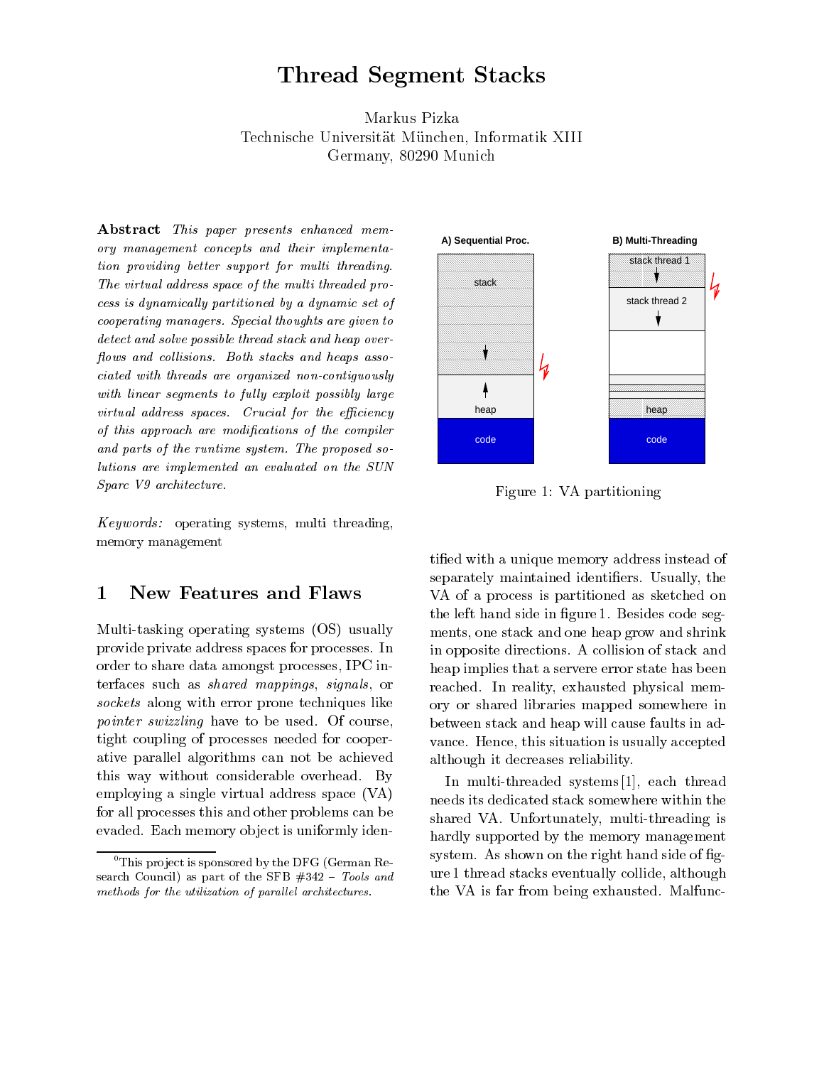# Thread Segment Stacks

Markus Pizka
Technische Universität München, Informatik XIII
Germany, 80290 Munich

**Abstract** *This paper presents enhanced memory management concepts and their implementation providing better support for multi threading. The virtual address space of the multi threaded process is dynamically partitioned by a dynamic set of cooperating managers. Special thoughts are given to detect and solve possible thread stack and heap overflows and collisions. Both stacks and heaps associated with threads are organized non-contiguously with linear segments to fully exploit possibly large virtual address spaces. Crucial for the efficiency of this approach are modifications of the compiler and parts of the runtime system. The proposed solutions are implemented an evaluated on the SUN Sparc V9 architecture.*

*Keywords:* operating systems, multi threading, memory management

## 1 New Features and Flaws

Multi-tasking operating systems (OS) usually provide private address spaces for processes. In order to share data amongst processes, IPC interfaces such as *shared mappings*, *signals*, or *sockets* along with error prone techniques like *pointer swizzling* have to be used. Of course, tight coupling of processes needed for cooperative parallel algorithms can not be achieved this way without considerable overhead. By employing a single virtual address space (VA) for all processes this and other problems can be evaded. Each memory object is uniformly identified with a unique memory address instead of separately maintained identifiers. Usually, the VA of a process is partitioned as sketched on the left hand side in figure 1. Besides code segments, one stack and one heap grow and shrink in opposite directions. A collision of stack and heap implies that a servere error state has been reached. In reality, exhausted physical memory or shared libraries mapped somewhere in between stack and heap will cause faults in advance. Hence, this situation is usually accepted although it decreases reliability.

A) Sequential Proc. — stack, heap, code

B) Multi-Threading — stack thread 1, stack thread 2, heap, code

Figure 1: VA partitioning

In multi-threaded systems [1], each thread needs its dedicated stack somewhere within the shared VA. Unfortunately, multi-threading is hardly supported by the memory management system. As shown on the right hand side of figure 1 thread stacks eventually collide, although the VA is far from being exhausted. Malfunc-

[0] This project is sponsored by the DFG (German Research Council) as part of the SFB #342 – *Tools and methods for the utilization of parallel architectures.*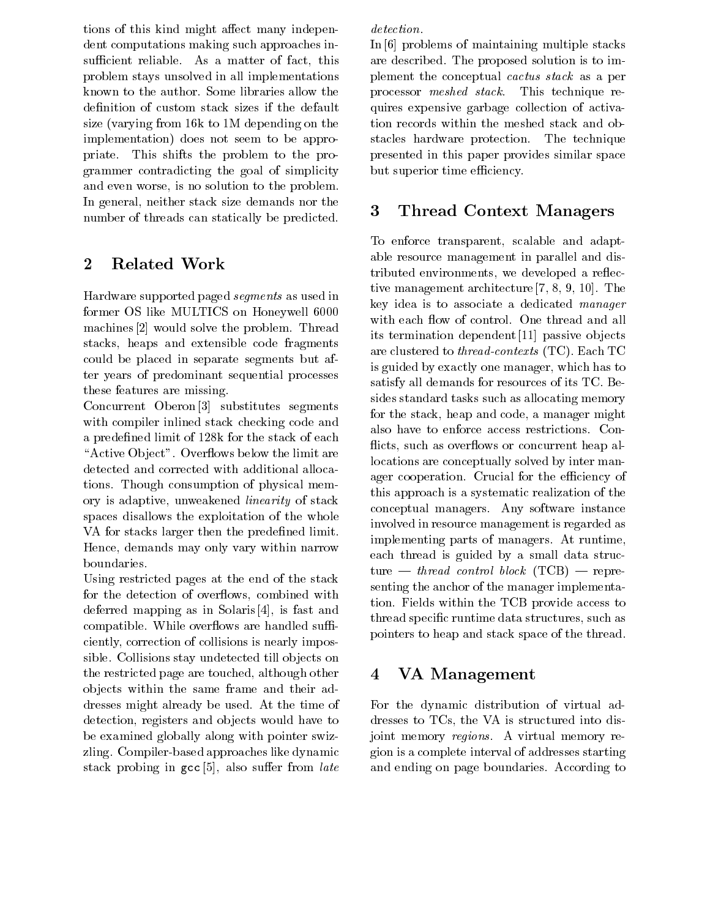tions of this kind might affect many independent computations making such approaches insufficient reliable. As a matter of fact, this problem stays unsolved in all implementations known to the author. Some libraries allow the definition of custom stack sizes if the default size (varying from 16k to 1M depending on the implementation) does not seem to be appropriate. This shifts the problem to the programmer contradicting the goal of simplicity and even worse, is no solution to the problem. In general, neither stack size demands nor the number of threads can statically be predicted.

## 2 Related Work

Hardware supported paged *segments* as used in former OS like MULTICS on Honeywell 6000 machines [2] would solve the problem. Thread stacks, heaps and extensible code fragments could be placed in separate segments but after years of predominant sequential processes these features are missing.

Concurrent Oberon [3] substitutes segments with compiler inlined stack checking code and a predefined limit of 128k for the stack of each "Active Object". Overflows below the limit are detected and corrected with additional allocations. Though consumption of physical memory is adaptive, unweakened *linearity* of stack spaces disallows the exploitation of the whole VA for stacks larger then the predefined limit. Hence, demands may only vary within narrow boundaries.

Using restricted pages at the end of the stack for the detection of overflows, combined with deferred mapping as in Solaris [4], is fast and compatible. While overflows are handled sufficiently, correction of collisions is nearly impossible. Collisions stay undetected till objects on the restricted page are touched, although other objects within the same frame and their addresses might already be used. At the time of detection, registers and objects would have to be examined globally along with pointer swizzling. Compiler-based approaches like dynamic stack probing in `gcc` [5], also suffer from *late detection*.

In [6] problems of maintaining multiple stacks are described. The proposed solution is to implement the conceptual *cactus stack* as a per processor *meshed stack*. This technique requires expensive garbage collection of activation records within the meshed stack and obstacles hardware protection. The technique presented in this paper provides similar space but superior time efficiency.

## 3 Thread Context Managers

To enforce transparent, scalable and adaptable resource management in parallel and distributed environments, we developed a reflective management architecture [7, 8, 9, 10]. The key idea is to associate a dedicated *manager* with each flow of control. One thread and all its termination dependent [11] passive objects are clustered to *thread-contexts* (TC). Each TC is guided by exactly one manager, which has to satisfy all demands for resources of its TC. Besides standard tasks such as allocating memory for the stack, heap and code, a manager might also have to enforce access restrictions. Conflicts, such as overflows or concurrent heap allocations are conceptually solved by inter manager cooperation. Crucial for the efficiency of this approach is a systematic realization of the conceptual managers. Any software instance involved in resource management is regarded as implementing parts of managers. At runtime, each thread is guided by a small data structure — *thread control block* (TCB) — representing the anchor of the manager implementation. Fields within the TCB provide access to thread specific runtime data structures, such as pointers to heap and stack space of the thread.

## 4 VA Management

For the dynamic distribution of virtual addresses to TCs, the VA is structured into disjoint memory *regions*. A virtual memory region is a complete interval of addresses starting and ending on page boundaries. According to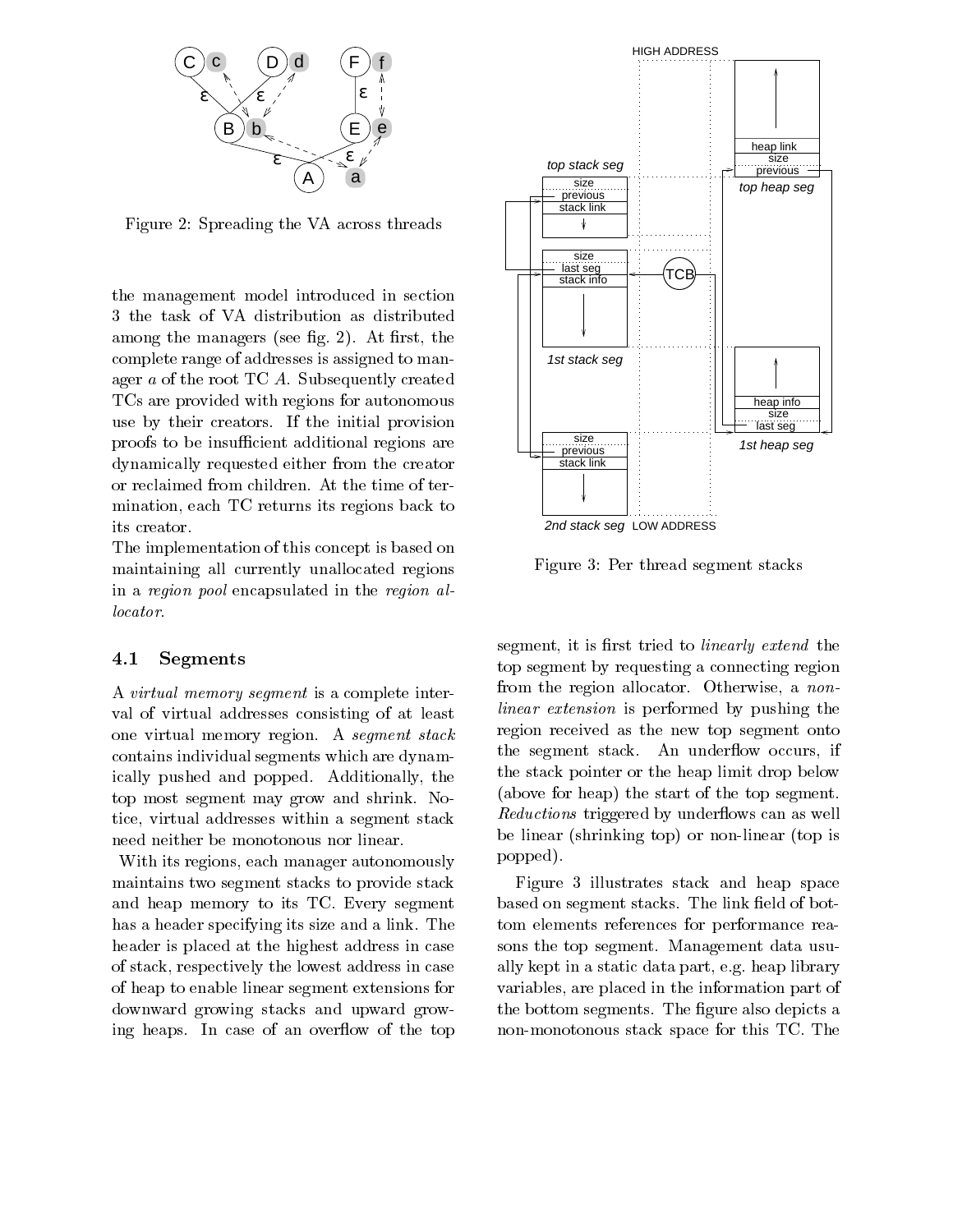Figure 2: Spreading the VA across threads

the management model introduced in section 3 the task of VA distribution as distributed among the managers (see fig. 2). At first, the complete range of addresses is assigned to manager *a* of the root TC *A*. Subsequently created TCs are provided with regions for autonomous use by their creators. If the initial provision proofs to be insufficient additional regions are dynamically requested either from the creator or reclaimed from children. At the time of termination, each TC returns its regions back to its creator.

The implementation of this concept is based on maintaining all currently unallocated regions in a *region pool* encapsulated in the *region allocator*.

### 4.1 Segments

A *virtual memory segment* is a complete interval of virtual addresses consisting of at least one virtual memory region. A *segment stack* contains individual segments which are dynamically pushed and popped. Additionally, the top most segment may grow and shrink. Notice, virtual addresses within a segment stack need neither be monotonous nor linear.

With its regions, each manager autonomously maintains two segment stacks to provide stack and heap memory to its TC. Every segment has a header specifying its size and a link. The header is placed at the highest address in case of stack, respectively the lowest address in case of heap to enable linear segment extensions for downward growing stacks and upward growing heaps. In case of an overflow of the top segment, it is first tried to *linearly extend* the top segment by requesting a connecting region from the region allocator. Otherwise, a *non-linear extension* is performed by pushing the region received as the new top segment onto the segment stack. An underflow occurs, if the stack pointer or the heap limit drop below (above for heap) the start of the top segment. *Reductions* triggered by underflows can as well be linear (shrinking top) or non-linear (top is popped).

Figure 3: Per thread segment stacks

Figure 3 illustrates stack and heap space based on segment stacks. The link field of bottom elements references for performance reasons the top segment. Management data usually kept in a static data part, e.g. heap library variables, are placed in the information part of the bottom segments. The figure also depicts a non-monotonous stack space for this TC. The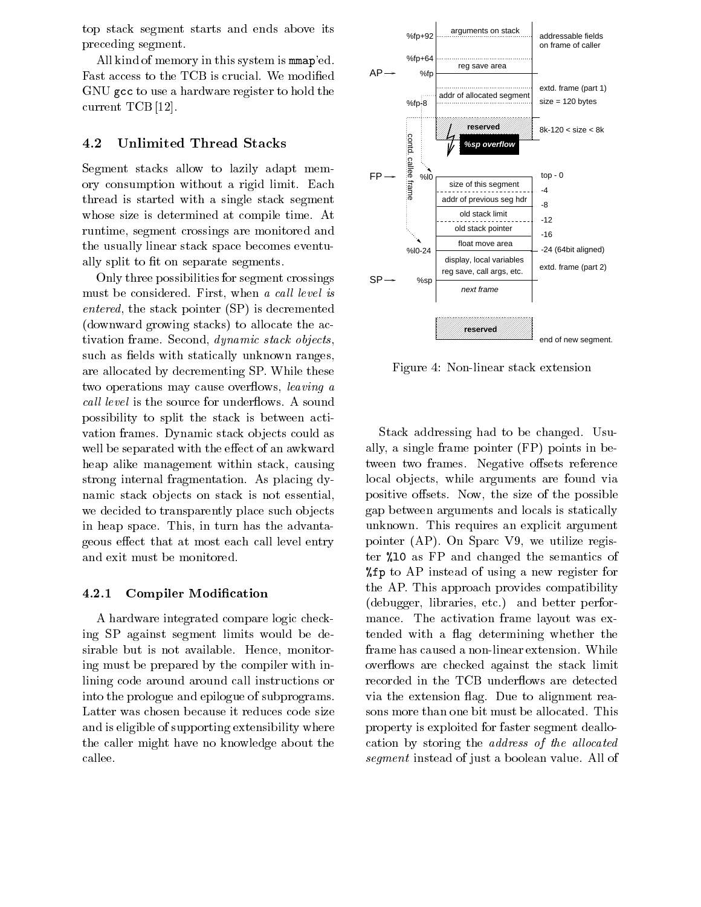top stack segment starts and ends above its preceding segment.

All kind of memory in this system is `mmap`'ed. Fast access to the TCB is crucial. We modified GNU `gcc` to use a hardware register to hold the current TCB [12].

### 4.2 Unlimited Thread Stacks

Segment stacks allow to lazily adapt memory consumption without a rigid limit. Each thread is started with a single stack segment whose size is determined at compile time. At runtime, segment crossings are monitored and the usually linear stack space becomes eventually split to fit on separate segments.

Only three possibilities for segment crossings must be considered. First, when *a call level is entered*, the stack pointer (SP) is decremented (downward growing stacks) to allocate the activation frame. Second, *dynamic stack objects*, such as fields with statically unknown ranges, are allocated by decrementing SP. While these two operations may cause overflows, *leaving a call level* is the source for underflows. A sound possibility to split the stack is between activation frames. Dynamic stack objects could as well be separated with the effect of an awkward heap alike management within stack, causing strong internal fragmentation. As placing dynamic stack objects on stack is not essential, we decided to transparently place such objects in heap space. This, in turn has the advantageous effect that at most each call level entry and exit must be monitored.

#### 4.2.1 Compiler Modification

A hardware integrated compare logic checking SP against segment limits would be desirable but is not available. Hence, monitoring must be prepared by the compiler with inlining code around around call instructions or into the prologue and epilogue of subprograms. Latter was chosen because it reduces code size and is eligible of supporting extensibility where the caller might have no knowledge about the callee.

Figure 4: Non-linear stack extension

Stack addressing had to be changed. Usually, a single frame pointer (FP) points in between two frames. Negative offsets reference local objects, while arguments are found via positive offsets. Now, the size of the possible gap between arguments and locals is statically unknown. This requires an explicit argument pointer (AP). On Sparc V9, we utilize register `%l0` as FP and changed the semantics of `%fp` to AP instead of using a new register for the AP. This approach provides compatibility (debugger, libraries, etc.) and better performance. The activation frame layout was extended with a flag determining whether the frame has caused a non-linear extension. While overflows are checked against the stack limit recorded in the TCB underflows are detected via the extension flag. Due to alignment reasons more than one bit must be allocated. This property is exploited for faster segment deallocation by storing the *address of the allocated segment* instead of just a boolean value. All of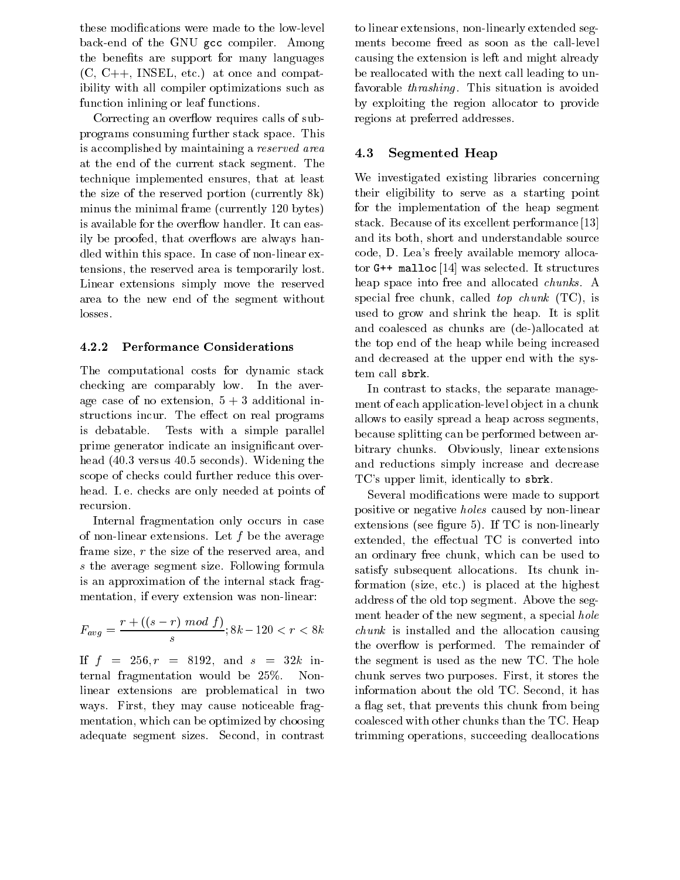these modifications were made to the low-level back-end of the GNU `gcc` compiler. Among the benefits are support for many languages (C, C++, INSEL, etc.) at once and compatibility with all compiler optimizations such as function inlining or leaf functions.

Correcting an overflow requires calls of subprograms consuming further stack space. This is accomplished by maintaining a *reserved area* at the end of the current stack segment. The technique implemented ensures, that at least the size of the reserved portion (currently 8k) minus the minimal frame (currently 120 bytes) is available for the overflow handler. It can easily be proofed, that overflows are always handled within this space. In case of non-linear extensions, the reserved area is temporarily lost. Linear extensions simply move the reserved area to the new end of the segment without losses.

#### 4.2.2 Performance Considerations

The computational costs for dynamic stack checking are comparably low. In the average case of no extension, 5 + 3 additional instructions incur. The effect on real programs is debatable. Tests with a simple parallel prime generator indicate an insignificant overhead (40.3 versus 40.5 seconds). Widening the scope of checks could further reduce this overhead. I. e. checks are only needed at points of recursion.

Internal fragmentation only occurs in case of non-linear extensions. Let $f$ be the average frame size, $r$ the size of the reserved area, and $s$ the average segment size. Following formula is an approximation of the internal stack fragmentation, if every extension was non-linear:

$$F_{avg} = \frac{r + ((s - r) \bmod f)}{s}; 8k - 120 < r < 8k$$

If $f = 256, r = 8192$, and $s = 32k$ internal fragmentation would be 25%. Nonlinear extensions are problematical in two ways. First, they may cause noticeable fragmentation, which can be optimized by choosing adequate segment sizes. Second, in contrast to linear extensions, non-linearly extended segments become freed as soon as the call-level causing the extension is left and might already be reallocated with the next call leading to unfavorable *thrashing*. This situation is avoided by exploiting the region allocator to provide regions at preferred addresses.

### 4.3 Segmented Heap

We investigated existing libraries concerning their eligibility to serve as a starting point for the implementation of the heap segment stack. Because of its excellent performance [13] and its both, short and understandable source code, D. Lea's freely available memory allocator `G++ malloc` [14] was selected. It structures heap space into free and allocated *chunks*. A special free chunk, called *top chunk* (TC), is used to grow and shrink the heap. It is split and coalesced as chunks are (de-)allocated at the top end of the heap while being increased and decreased at the upper end with the system call `sbrk`.

In contrast to stacks, the separate management of each application-level object in a chunk allows to easily spread a heap across segments, because splitting can be performed between arbitrary chunks. Obviously, linear extensions and reductions simply increase and decrease TC's upper limit, identically to `sbrk`.

Several modifications were made to support positive or negative *holes* caused by non-linear extensions (see figure 5). If TC is non-linearly extended, the effectual TC is converted into an ordinary free chunk, which can be used to satisfy subsequent allocations. Its chunk information (size, etc.) is placed at the highest address of the old top segment. Above the segment header of the new segment, a special *hole chunk* is installed and the allocation causing the overflow is performed. The remainder of the segment is used as the new TC. The hole chunk serves two purposes. First, it stores the information about the old TC. Second, it has a flag set, that prevents this chunk from being coalesced with other chunks than the TC. Heap trimming operations, succeeding deallocations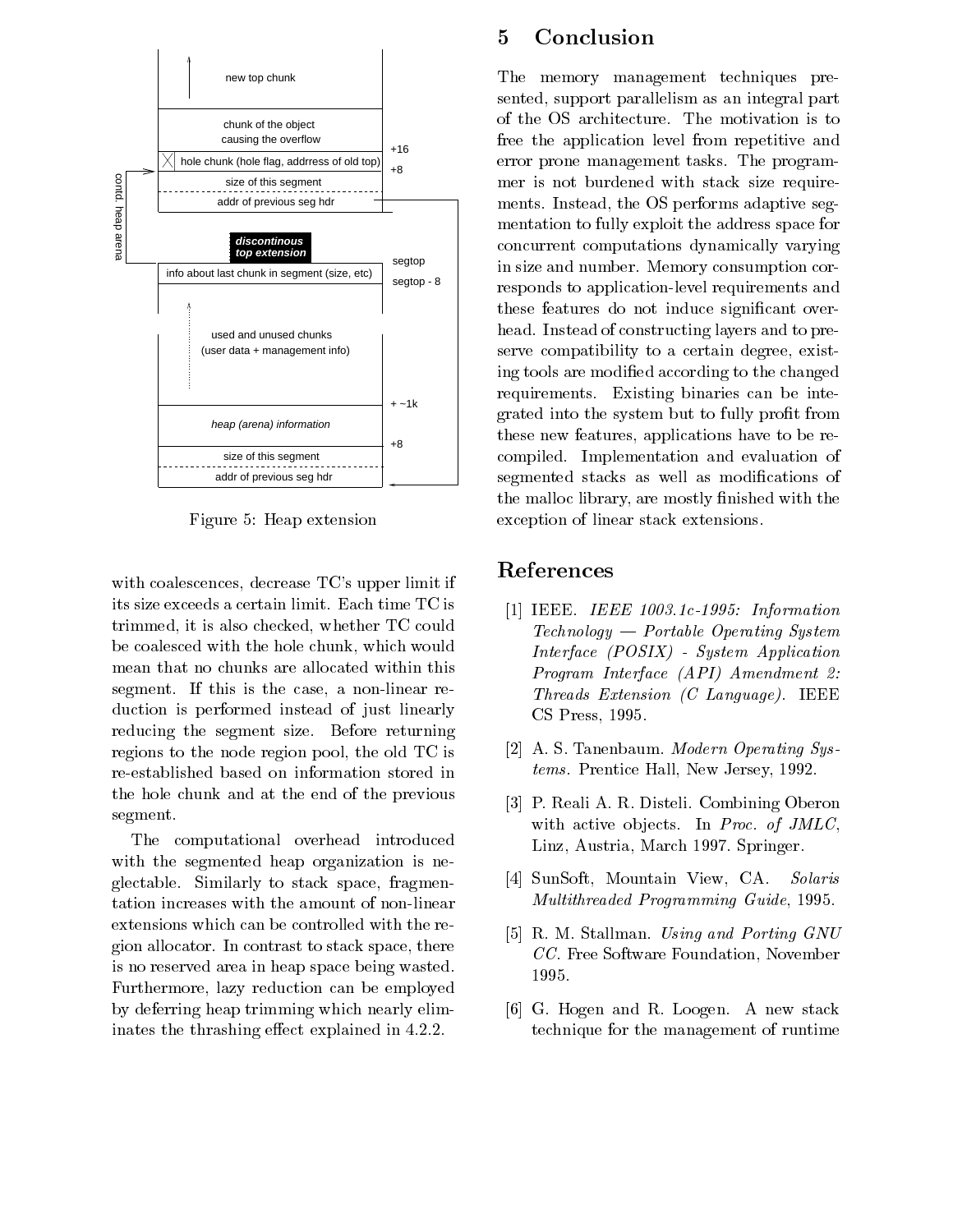Figure 5: Heap extension

with coalescences, decrease TC's upper limit if its size exceeds a certain limit. Each time TC is trimmed, it is also checked, whether TC could be coalesced with the hole chunk, which would mean that no chunks are allocated within this segment. If this is the case, a non-linear reduction is performed instead of just linearly reducing the segment size. Before returning regions to the node region pool, the old TC is re-established based on information stored in the hole chunk and at the end of the previous segment.

The computational overhead introduced with the segmented heap organization is neglectable. Similarly to stack space, fragmentation increases with the amount of non-linear extensions which can be controlled with the region allocator. In contrast to stack space, there is no reserved area in heap space being wasted. Furthermore, lazy reduction can be employed by deferring heap trimming which nearly eliminates the thrashing effect explained in 4.2.2.

# 5 Conclusion

The memory management techniques presented, support parallelism as an integral part of the OS architecture. The motivation is to free the application level from repetitive and error prone management tasks. The programmer is not burdened with stack size requirements. Instead, the OS performs adaptive segmentation to fully exploit the address space for concurrent computations dynamically varying in size and number. Memory consumption corresponds to application-level requirements and these features do not induce significant overhead. Instead of constructing layers and to preserve compatibility to a certain degree, existing tools are modified according to the changed requirements. Existing binaries can be integrated into the system but to fully profit from these new features, applications have to be recompiled. Implementation and evaluation of segmented stacks as well as modifications of the malloc library, are mostly finished with the exception of linear stack extensions.

# References

[1] IEEE. *IEEE 1003.1c-1995: Information Technology — Portable Operating System Interface (POSIX) - System Application Program Interface (API) Amendment 2: Threads Extension (C Language)*. IEEE CS Press, 1995.

[2] A. S. Tanenbaum. *Modern Operating Systems*. Prentice Hall, New Jersey, 1992.

[3] P. Reali A. R. Disteli. Combining Oberon with active objects. In *Proc. of JMLC*, Linz, Austria, March 1997. Springer.

[4] SunSoft, Mountain View, CA. *Solaris Multithreaded Programming Guide*, 1995.

[5] R. M. Stallman. *Using and Porting GNU CC*. Free Software Foundation, November 1995.

[6] G. Hogen and R. Loogen. A new stack technique for the management of runtime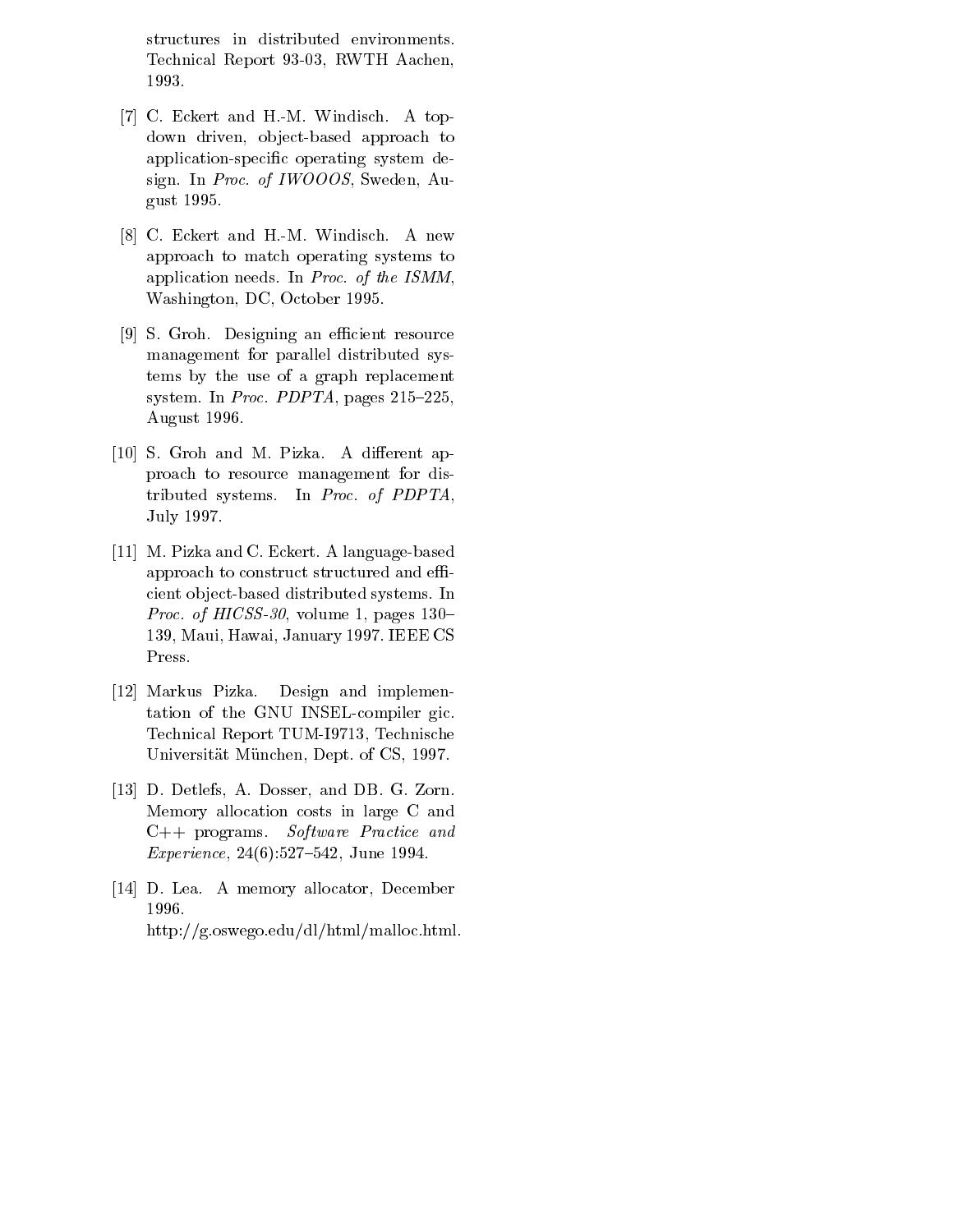structures in distributed environments. Technical Report 93-03, RWTH Aachen, 1993.

[7] C. Eckert and H.-M. Windisch. A top-down driven, object-based approach to application-specific operating system design. In *Proc. of IWOOOS*, Sweden, August 1995.

[8] C. Eckert and H.-M. Windisch. A new approach to match operating systems to application needs. In *Proc. of the ISMM*, Washington, DC, October 1995.

[9] S. Groh. Designing an efficient resource management for parallel distributed systems by the use of a graph replacement system. In *Proc. PDPTA*, pages 215–225, August 1996.

[10] S. Groh and M. Pizka. A different approach to resource management for distributed systems. In *Proc. of PDPTA*, July 1997.

[11] M. Pizka and C. Eckert. A language-based approach to construct structured and efficient object-based distributed systems. In *Proc. of HICSS-30*, volume 1, pages 130–139, Maui, Hawai, January 1997. IEEE CS Press.

[12] Markus Pizka. Design and implementation of the GNU INSEL-compiler gic. Technical Report TUM-I9713, Technische Universität München, Dept. of CS, 1997.

[13] D. Detlefs, A. Dosser, and DB. G. Zorn. Memory allocation costs in large C and C++ programs. *Software Practice and Experience*, 24(6):527–542, June 1994.

[14] D. Lea. A memory allocator, December 1996.
http://g.oswego.edu/dl/html/malloc.html.